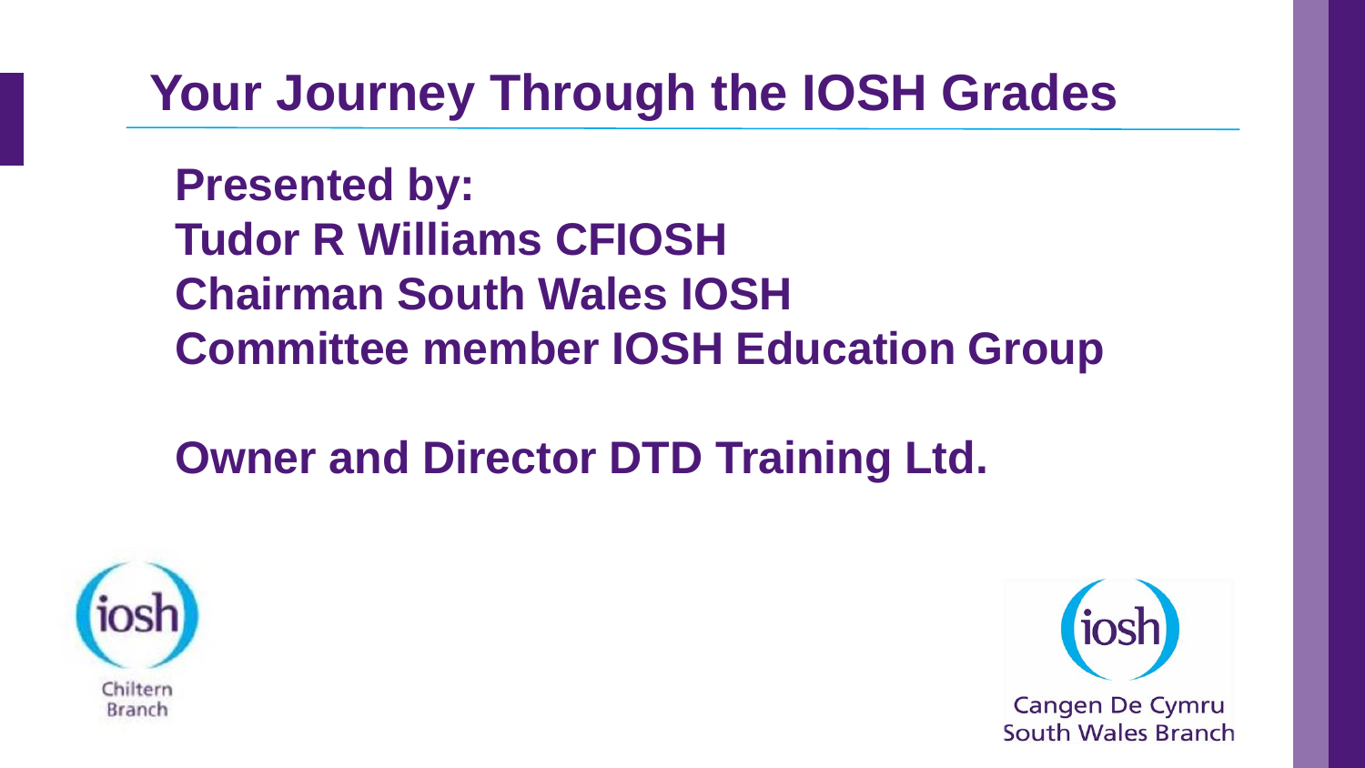# Your Journey Through the IOSH Grades

**Presented by:**
**Tudor R Williams CFIOSH**
**Chairman South Wales IOSH**
**Committee member IOSH Education Group**

**Owner and Director DTD Training Ltd.**

iosh
Chiltern Branch

iosh
Cangen De Cymru
South Wales Branch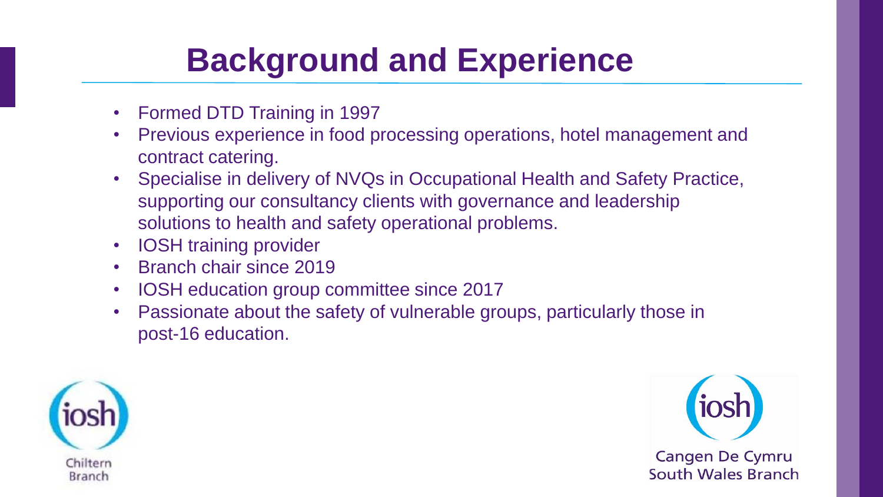# Background and Experience

- Formed DTD Training in 1997
- Previous experience in food processing operations, hotel management and contract catering.
- Specialise in delivery of NVQs in Occupational Health and Safety Practice, supporting our consultancy clients with governance and leadership solutions to health and safety operational problems.
- IOSH training provider
- Branch chair since 2019
- IOSH education group committee since 2017
- Passionate about the safety of vulnerable groups, particularly those in post-16 education.

iosh Chiltern Branch

iosh Cangen De Cymru South Wales Branch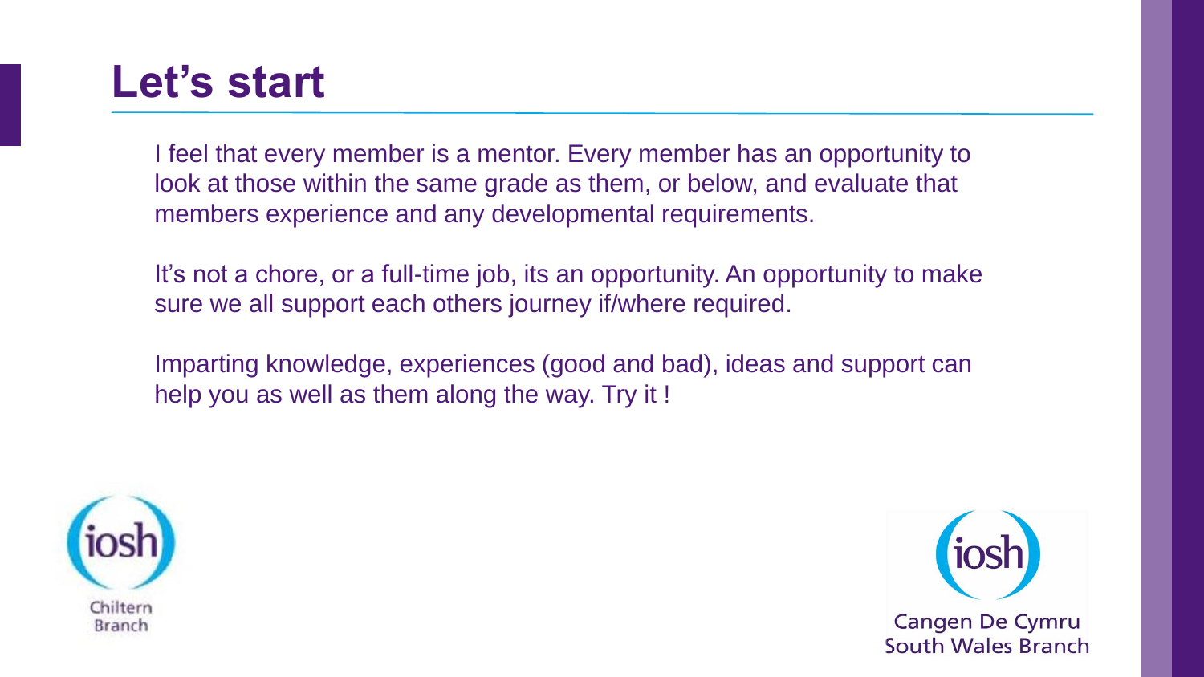# Let's start

I feel that every member is a mentor. Every member has an opportunity to look at those within the same grade as them, or below, and evaluate that members experience and any developmental requirements.

It's not a chore, or a full-time job, its an opportunity. An opportunity to make sure we all support each others journey if/where required.

Imparting knowledge, experiences (good and bad), ideas and support can help you as well as them along the way. Try it !

iosh Chiltern Branch

iosh Cangen De Cymru South Wales Branch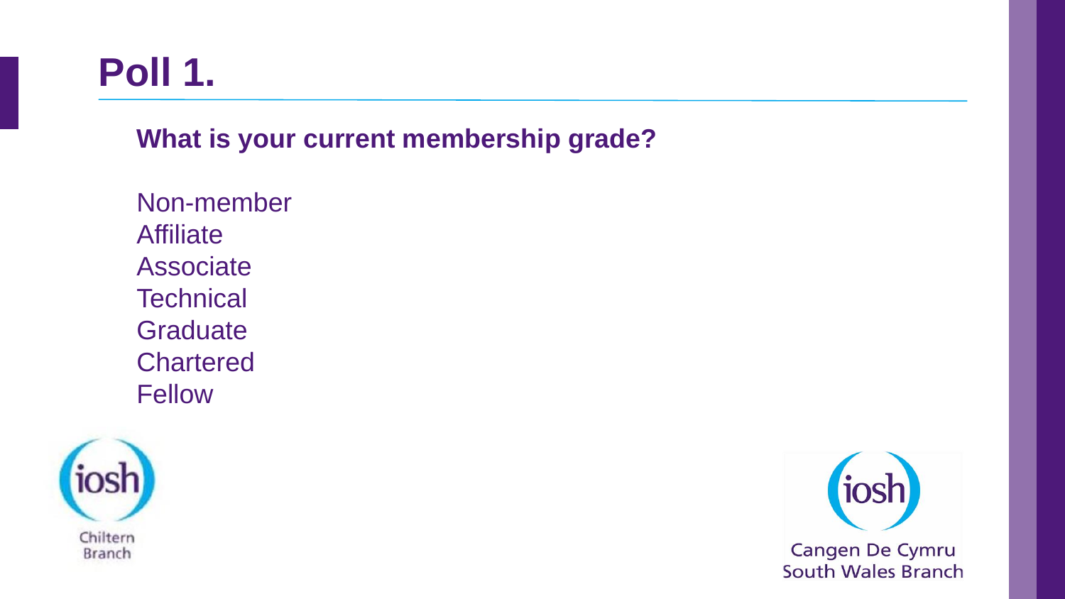# Poll 1.

**What is your current membership grade?**

Non-member
Affiliate
Associate
Technical
Graduate
Chartered
Fellow

iosh
Chiltern Branch

iosh
Cangen De Cymru
South Wales Branch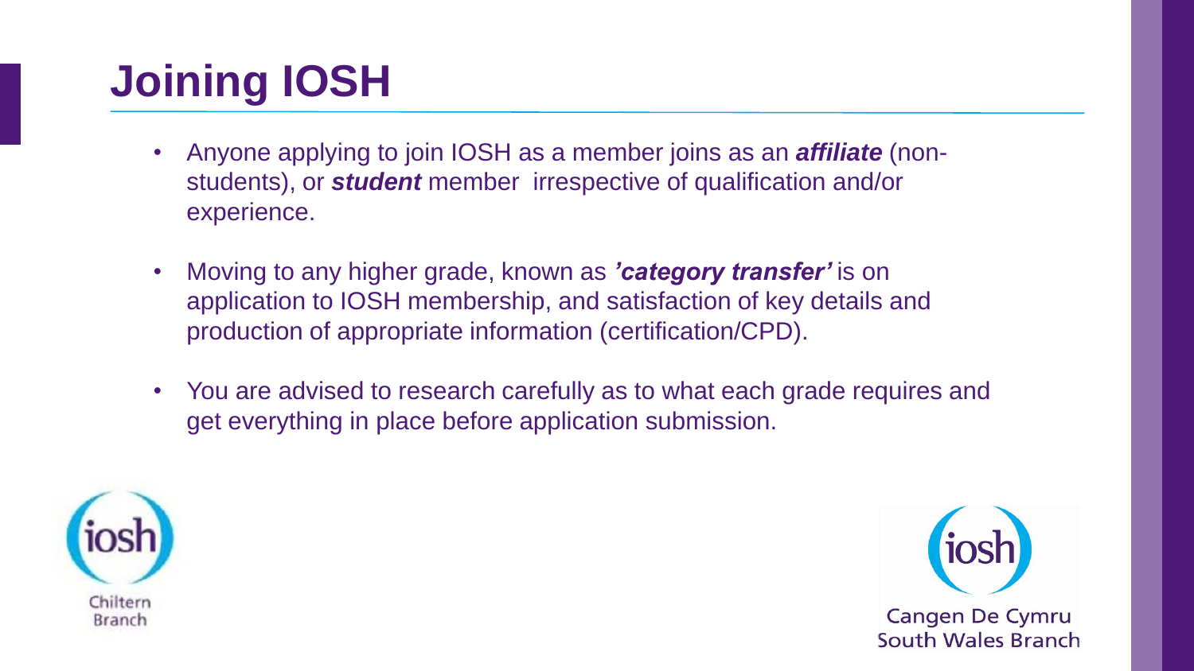# Joining IOSH

- Anyone applying to join IOSH as a member joins as an ***affiliate*** (non-students), or ***student*** member irrespective of qualification and/or experience.
- Moving to any higher grade, known as ***'category transfer'*** is on application to IOSH membership, and satisfaction of key details and production of appropriate information (certification/CPD).
- You are advised to research carefully as to what each grade requires and get everything in place before application submission.

iosh Chiltern Branch

iosh Cangen De Cymru South Wales Branch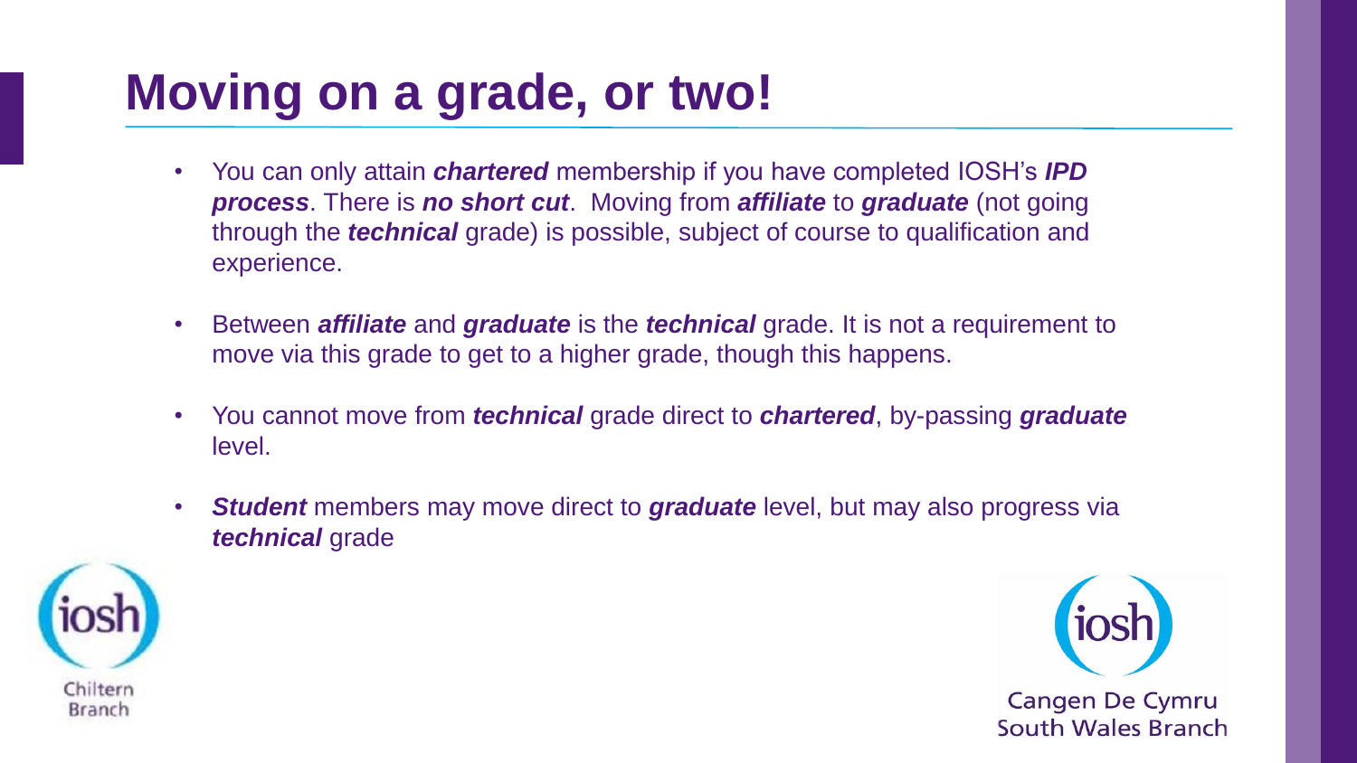# Moving on a grade, or two!

- You can only attain ***chartered*** membership if you have completed IOSH's ***IPD process***. There is ***no short cut***. Moving from ***affiliate*** to ***graduate*** (not going through the ***technical*** grade) is possible, subject of course to qualification and experience.
- Between ***affiliate*** and ***graduate*** is the ***technical*** grade. It is not a requirement to move via this grade to get to a higher grade, though this happens.
- You cannot move from ***technical*** grade direct to ***chartered***, by-passing ***graduate*** level.
- ***Student*** members may move direct to ***graduate*** level, but may also progress via ***technical*** grade

iosh Chiltern Branch

iosh Cangen De Cymru South Wales Branch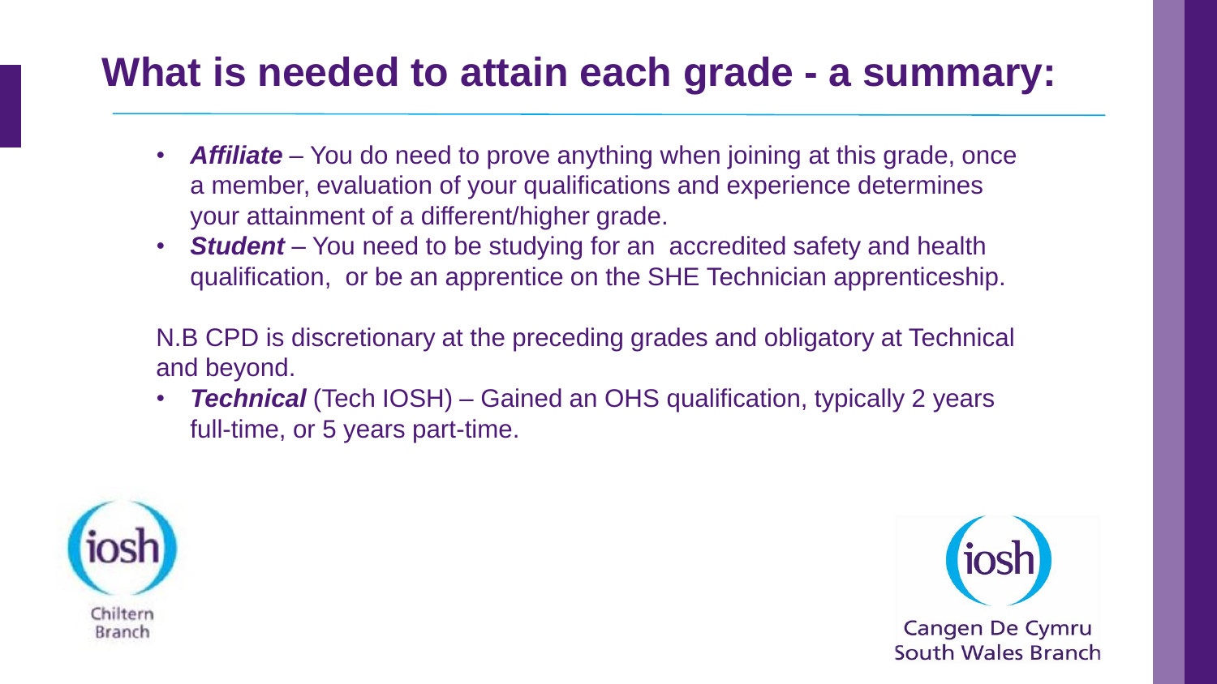# What is needed to attain each grade - a summary:

- ***Affiliate*** – You do need to prove anything when joining at this grade, once a member, evaluation of your qualifications and experience determines your attainment of a different/higher grade.
- ***Student*** – You need to be studying for an accredited safety and health qualification, or be an apprentice on the SHE Technician apprenticeship.

N.B CPD is discretionary at the preceding grades and obligatory at Technical and beyond.

- ***Technical*** (Tech IOSH) – Gained an OHS qualification, typically 2 years full-time, or 5 years part-time.

iosh Chiltern Branch

iosh Cangen De Cymru South Wales Branch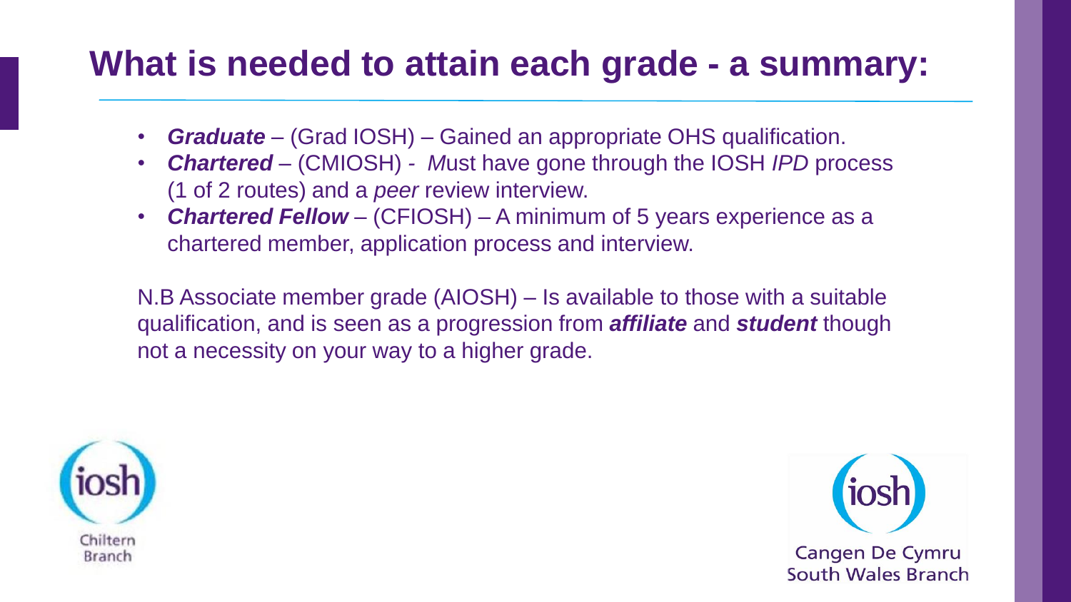# What is needed to attain each grade - a summary:

- ***Graduate*** – (Grad IOSH) – Gained an appropriate OHS qualification.
- ***Chartered*** – (CMIOSH) - *M*ust have gone through the IOSH *IPD* process (1 of 2 routes) and a *peer* review interview.
- ***Chartered Fellow*** – (CFIOSH) – A minimum of 5 years experience as a chartered member, application process and interview.

N.B Associate member grade (AIOSH) – Is available to those with a suitable qualification, and is seen as a progression from ***affiliate*** and ***student*** though not a necessity on your way to a higher grade.

iosh Chiltern Branch

iosh Cangen De Cymru South Wales Branch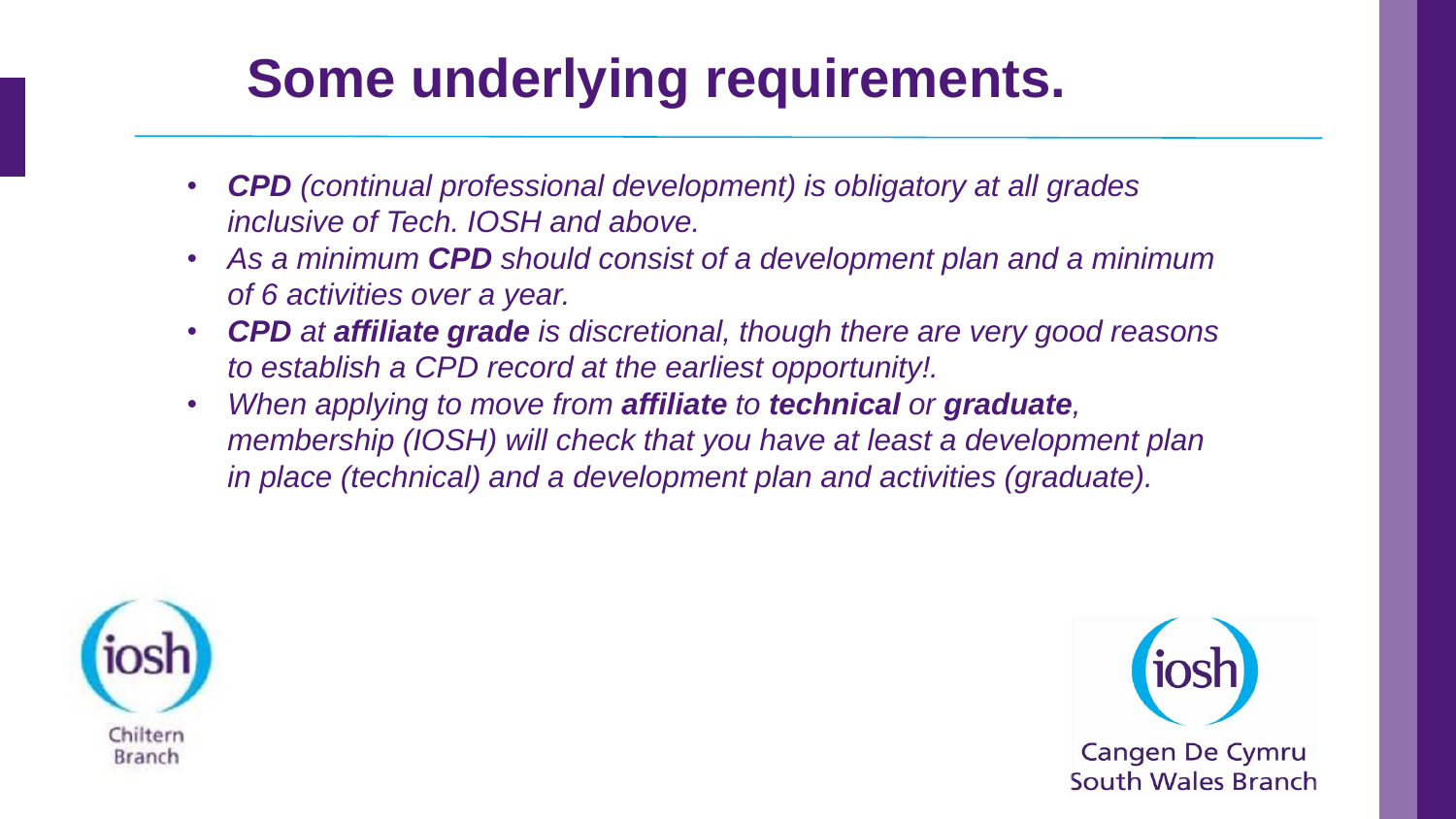# Some underlying requirements.

- ***CPD*** *(continual professional development) is obligatory at all grades inclusive of Tech. IOSH and above.*
- *As a minimum **CPD** should consist of a development plan and a minimum of 6 activities over a year.*
- ***CPD** at **affiliate grade** is discretional, though there are very good reasons to establish a CPD record at the earliest opportunity!.*
- *When applying to move from **affiliate** to **technical** or **graduate**, membership (IOSH) will check that you have at least a development plan in place (technical) and a development plan and activities (graduate).*

iosh Chiltern Branch

iosh Cangen De Cymru South Wales Branch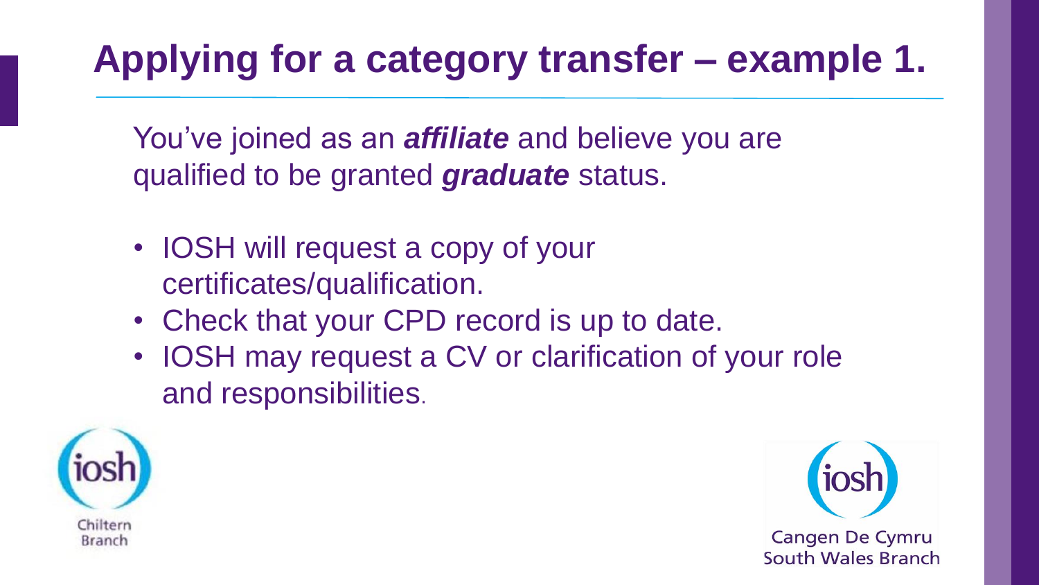# Applying for a category transfer – example 1.

You've joined as an ***affiliate*** and believe you are qualified to be granted ***graduate*** status.

- IOSH will request a copy of your certificates/qualification.
- Check that your CPD record is up to date.
- IOSH may request a CV or clarification of your role and responsibilities.

Chiltern Branch

Cangen De Cymru
South Wales Branch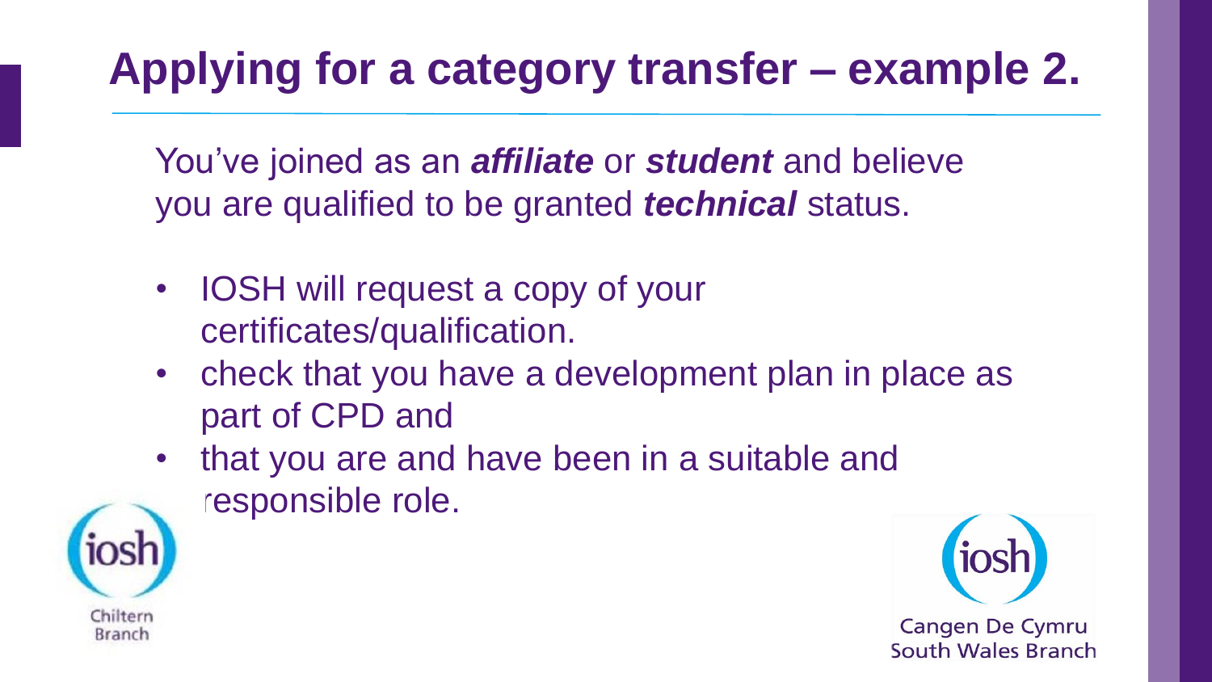# Applying for a category transfer – example 2.

You've joined as an ***affiliate*** or ***student*** and believe you are qualified to be granted ***technical*** status.

- IOSH will request a copy of your certificates/qualification.
- check that you have a development plan in place as part of CPD and
- that you are and have been in a suitable and responsible role.

Chiltern Branch

Cangen De Cymru
South Wales Branch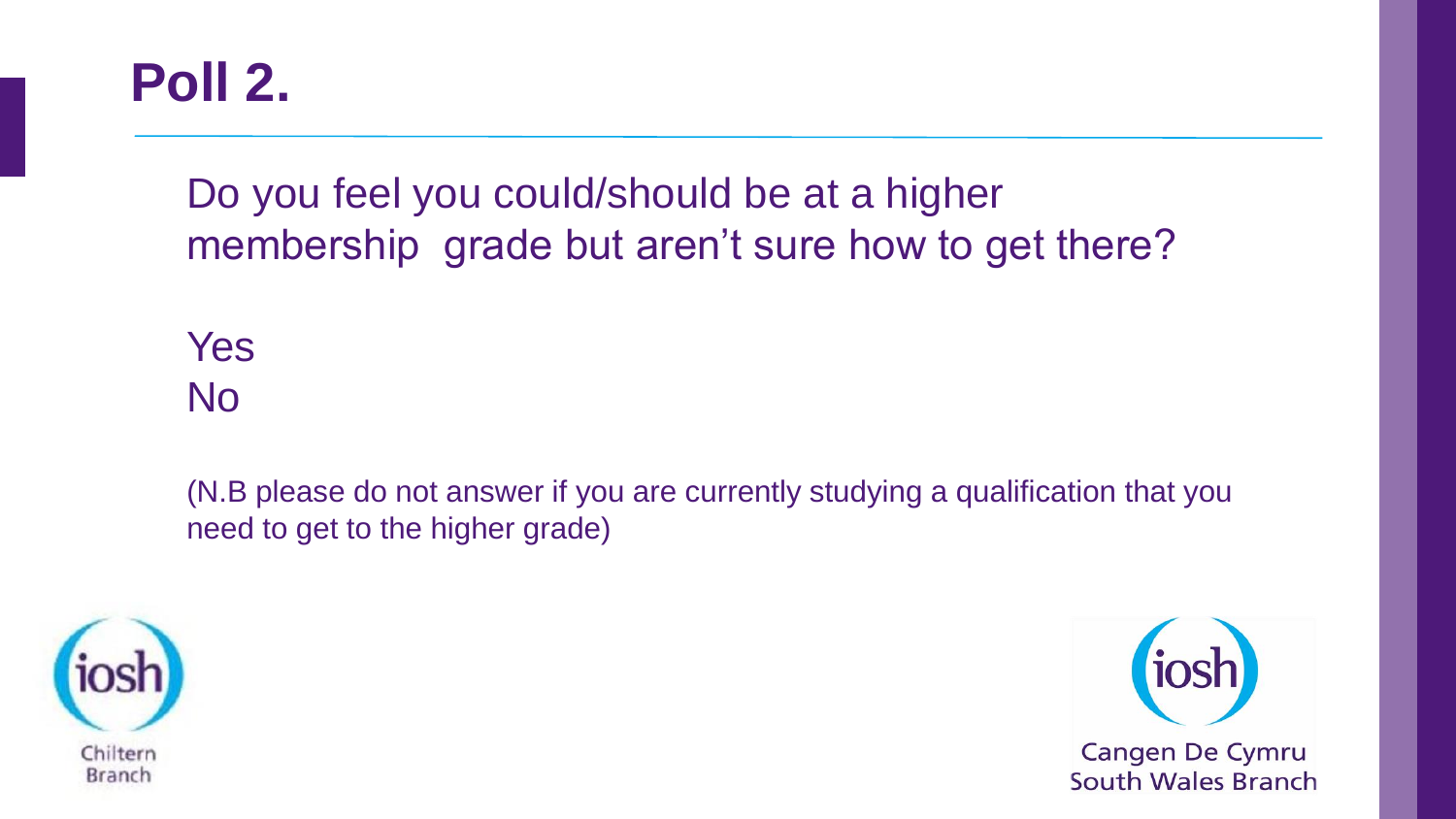# Poll 2.

Do you feel you could/should be at a higher membership grade but aren't sure how to get there?

Yes
No

(N.B please do not answer if you are currently studying a qualification that you need to get to the higher grade)

iosh Chiltern Branch

iosh Cangen De Cymru South Wales Branch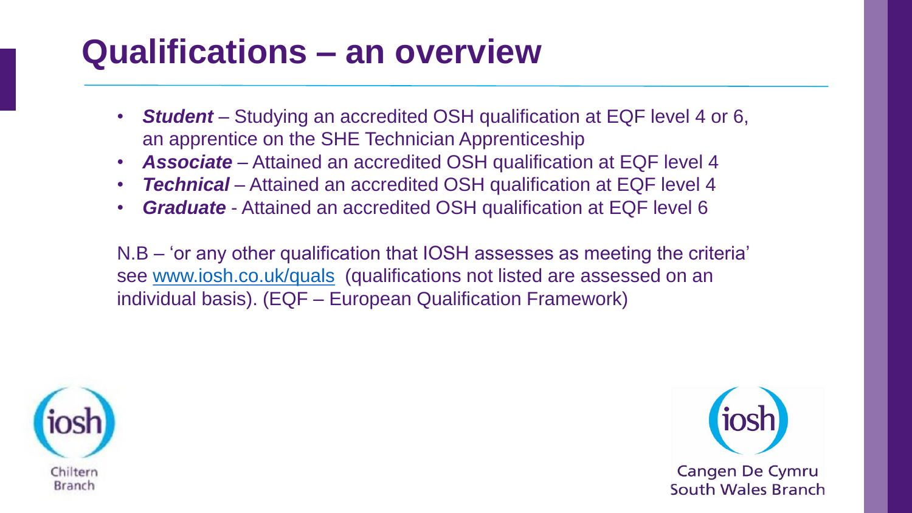# Qualifications – an overview

- ***Student*** – Studying an accredited OSH qualification at EQF level 4 or 6, an apprentice on the SHE Technician Apprenticeship
- ***Associate*** – Attained an accredited OSH qualification at EQF level 4
- ***Technical*** – Attained an accredited OSH qualification at EQF level 4
- ***Graduate*** - Attained an accredited OSH qualification at EQF level 6

N.B – 'or any other qualification that IOSH assesses as meeting the criteria' see [www.iosh.co.uk/quals](http://www.iosh.co.uk/quals) (qualifications not listed are assessed on an individual basis). (EQF – European Qualification Framework)

iosh Chiltern Branch

iosh Cangen De Cymru South Wales Branch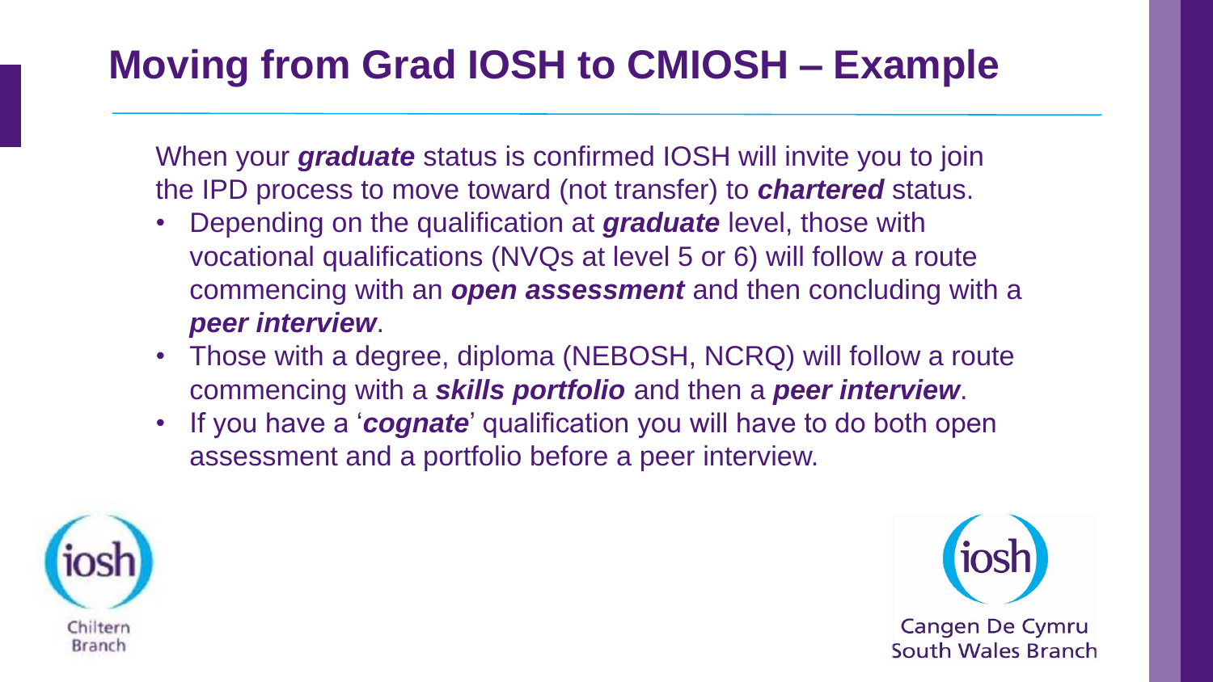# Moving from Grad IOSH to CMIOSH – Example

When your ***graduate*** status is confirmed IOSH will invite you to join the IPD process to move toward (not transfer) to ***chartered*** status.

- Depending on the qualification at ***graduate*** level, those with vocational qualifications (NVQs at level 5 or 6) will follow a route commencing with an ***open assessment*** and then concluding with a ***peer interview***.
- Those with a degree, diploma (NEBOSH, NCRQ) will follow a route commencing with a ***skills portfolio*** and then a ***peer interview***.
- If you have a '***cognate***' qualification you will have to do both open assessment and a portfolio before a peer interview.

iosh Chiltern Branch

iosh Cangen De Cymru South Wales Branch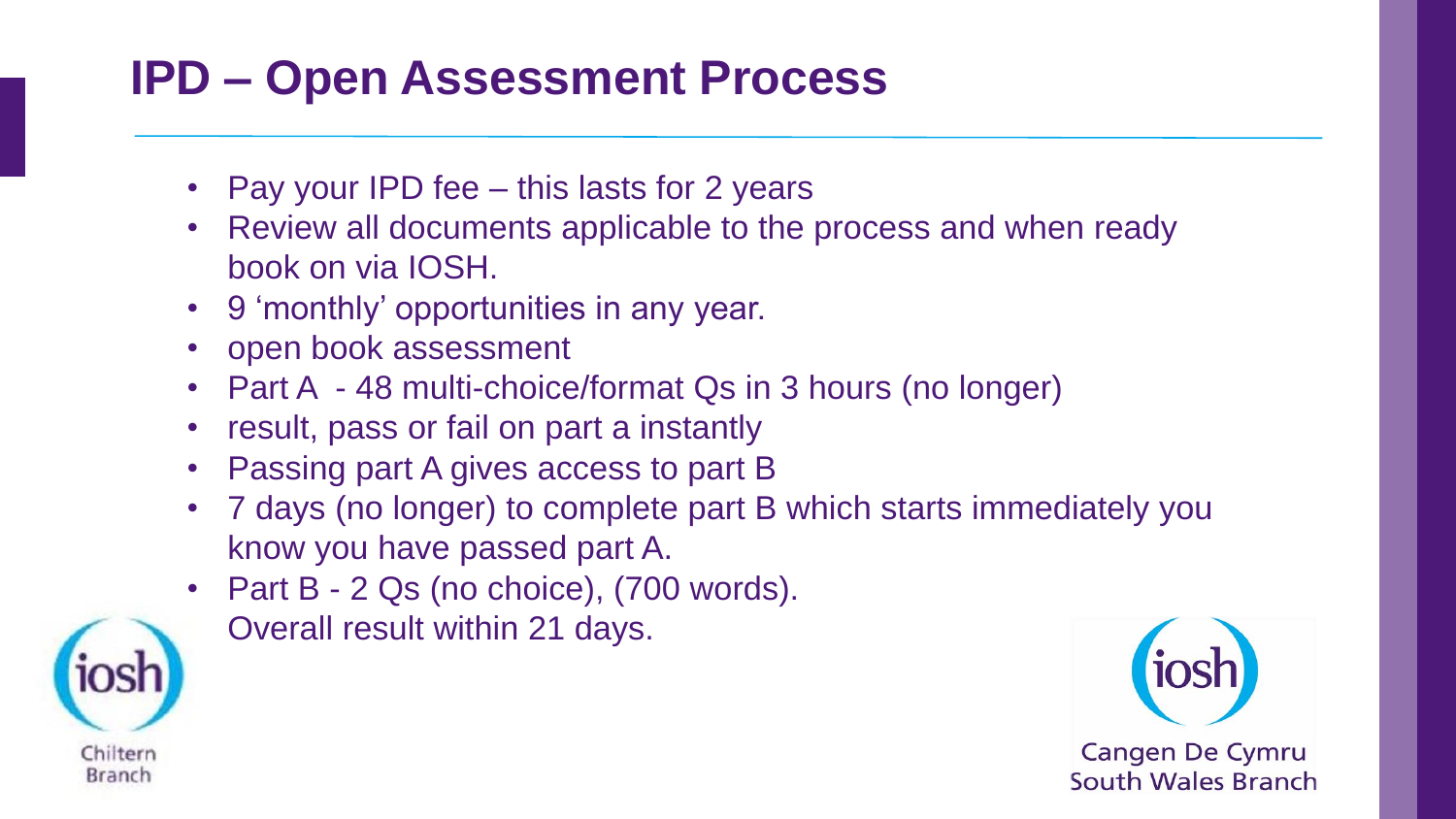# IPD – Open Assessment Process

- Pay your IPD fee – this lasts for 2 years
- Review all documents applicable to the process and when ready book on via IOSH.
- 9 'monthly' opportunities in any year.
- open book assessment
- Part A - 48 multi-choice/format Qs in 3 hours (no longer)
- result, pass or fail on part a instantly
- Passing part A gives access to part B
- 7 days (no longer) to complete part B which starts immediately you know you have passed part A.
- Part B - 2 Qs (no choice), (700 words).
  Overall result within 21 days.

iosh Chiltern Branch

iosh Cangen De Cymru South Wales Branch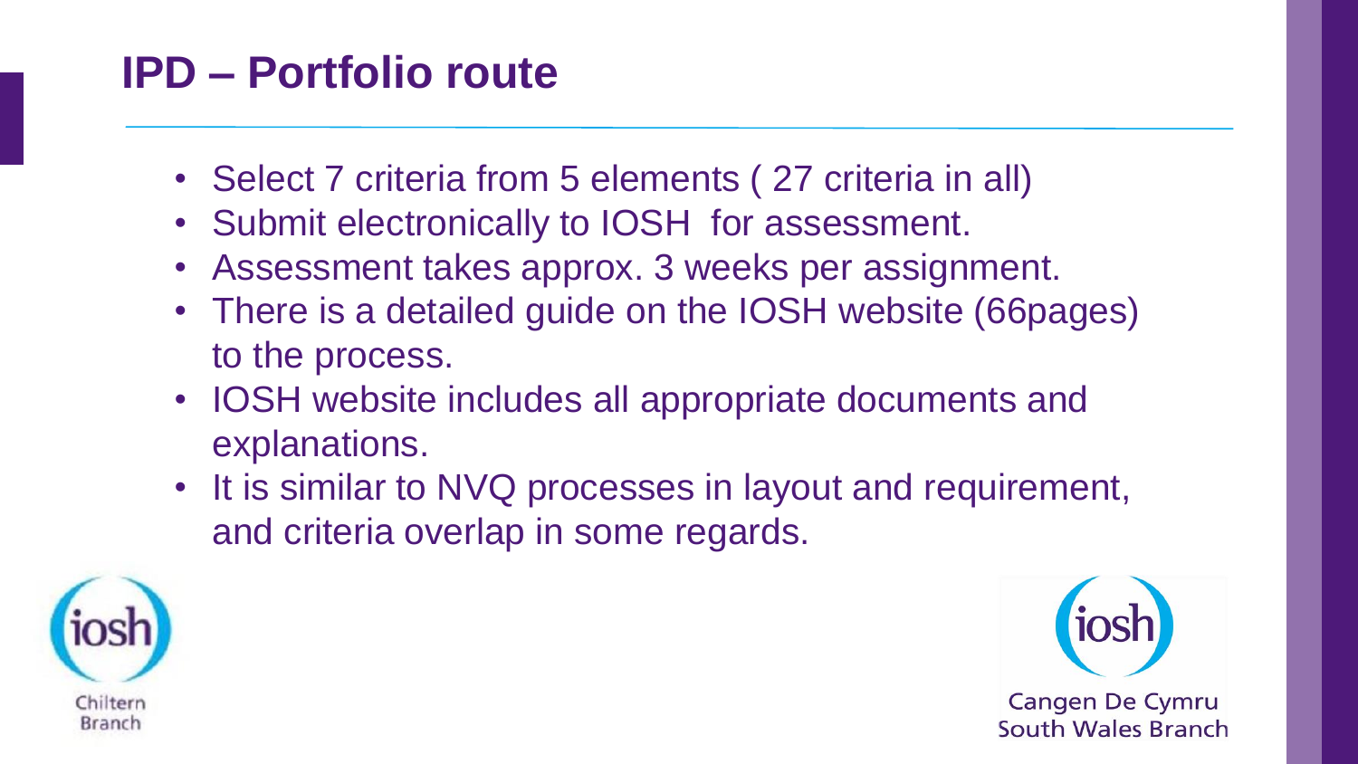# IPD – Portfolio route

- Select 7 criteria from 5 elements ( 27 criteria in all)
- Submit electronically to IOSH for assessment.
- Assessment takes approx. 3 weeks per assignment.
- There is a detailed guide on the IOSH website (66pages) to the process.
- IOSH website includes all appropriate documents and explanations.
- It is similar to NVQ processes in layout and requirement, and criteria overlap in some regards.

iosh Chiltern Branch

iosh Cangen De Cymru South Wales Branch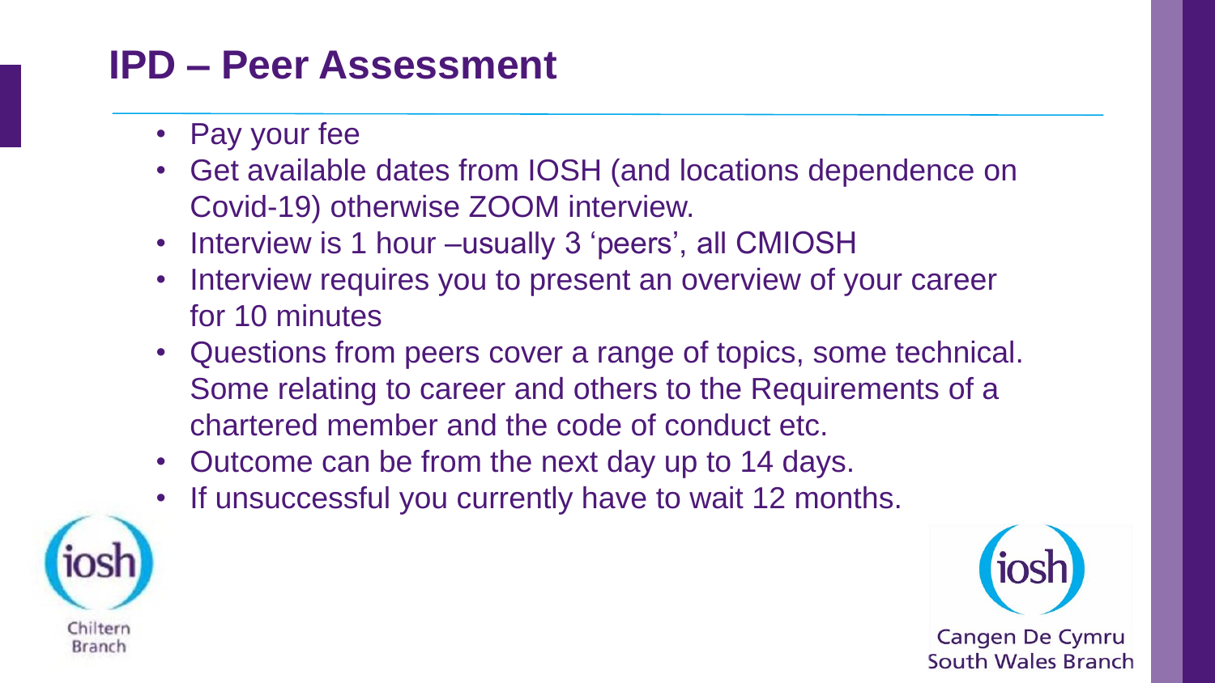# IPD – Peer Assessment

- Pay your fee
- Get available dates from IOSH (and locations dependence on Covid-19) otherwise ZOOM interview.
- Interview is 1 hour –usually 3 'peers', all CMIOSH
- Interview requires you to present an overview of your career for 10 minutes
- Questions from peers cover a range of topics, some technical. Some relating to career and others to the Requirements of a chartered member and the code of conduct etc.
- Outcome can be from the next day up to 14 days.
- If unsuccessful you currently have to wait 12 months.

iosh
Chiltern Branch

iosh
Cangen De Cymru
South Wales Branch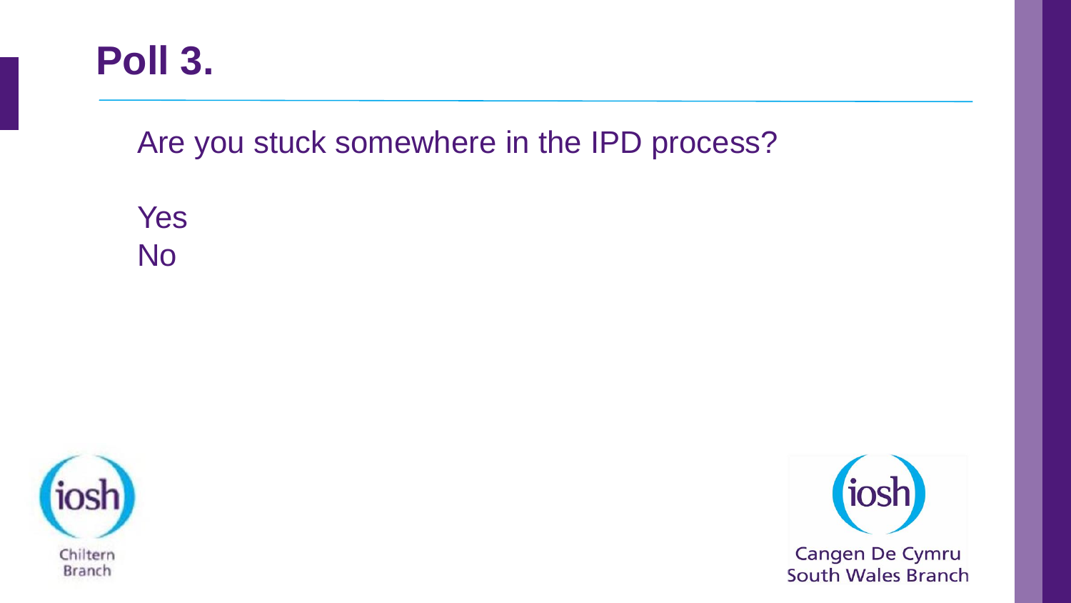# Poll 3.

Are you stuck somewhere in the IPD process?

Yes
No

Chiltern Branch

Cangen De Cymru
South Wales Branch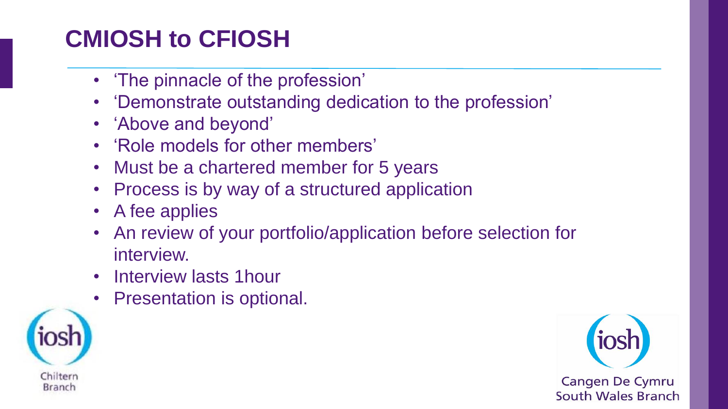# CMIOSH to CFIOSH

- ‘The pinnacle of the profession’
- ‘Demonstrate outstanding dedication to the profession’
- ‘Above and beyond’
- ‘Role models for other members’
- Must be a chartered member for 5 years
- Process is by way of a structured application
- A fee applies
- An review of your portfolio/application before selection for interview.
- Interview lasts 1hour
- Presentation is optional.

iosh Chiltern Branch

iosh Cangen De Cymru South Wales Branch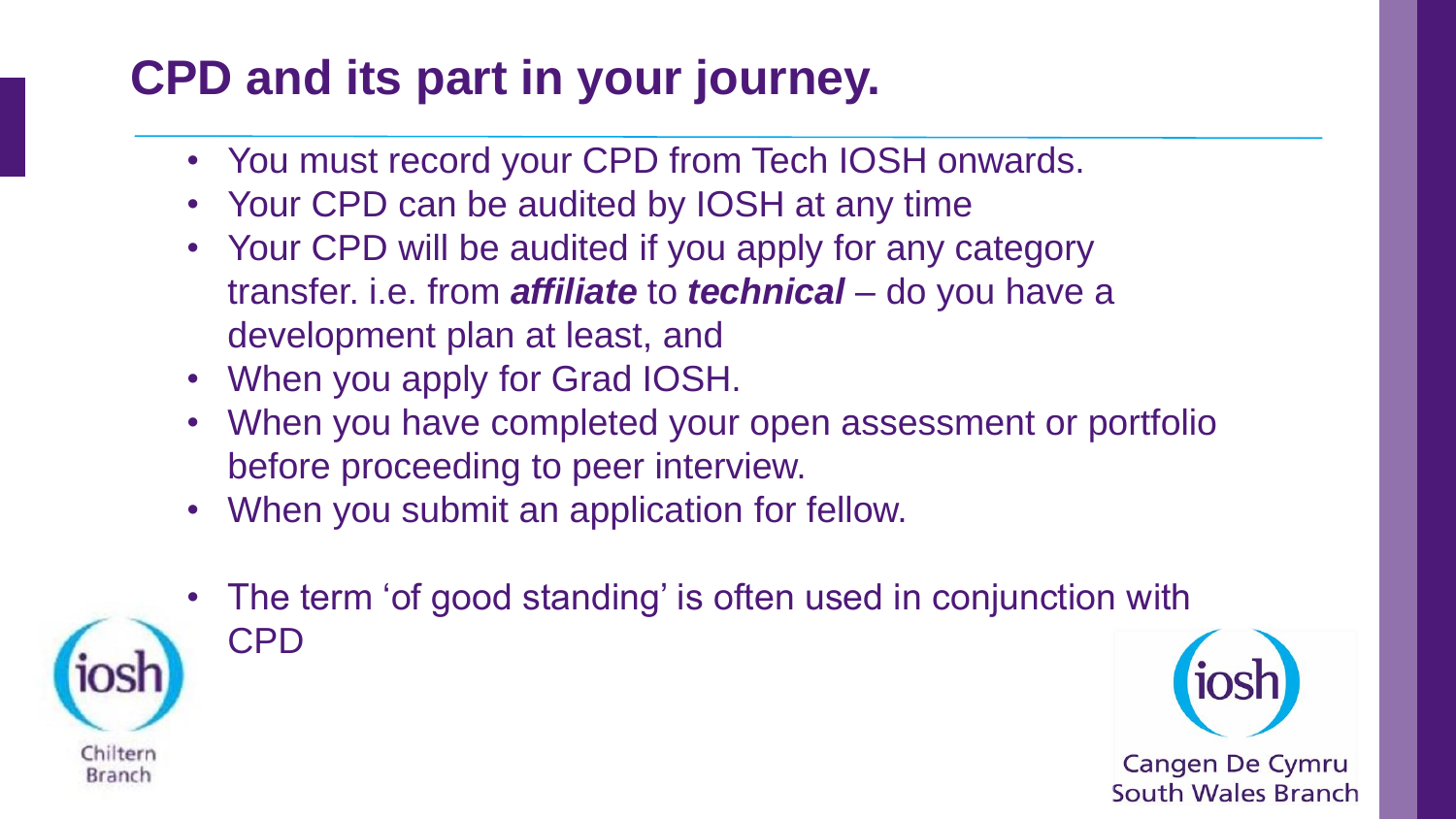# CPD and its part in your journey.

- You must record your CPD from Tech IOSH onwards.
- Your CPD can be audited by IOSH at any time
- Your CPD will be audited if you apply for any category transfer. i.e. from ***affiliate*** to ***technical*** – do you have a development plan at least, and
- When you apply for Grad IOSH.
- When you have completed your open assessment or portfolio before proceeding to peer interview.
- When you submit an application for fellow.

- The term 'of good standing' is often used in conjunction with CPD

iosh Chiltern Branch

iosh Cangen De Cymru South Wales Branch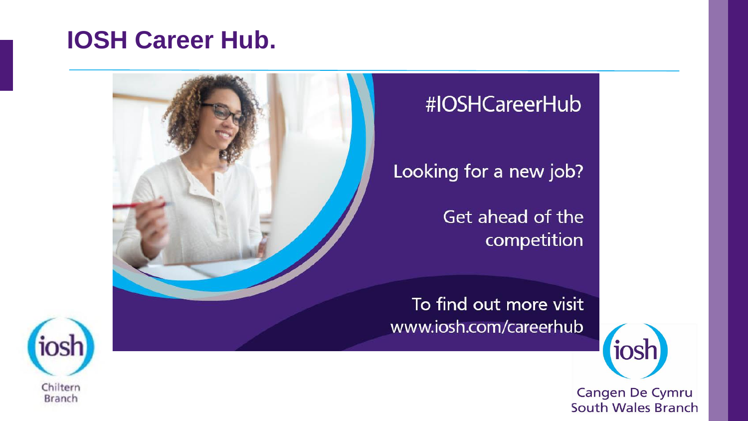# IOSH Career Hub.

#IOSHCareerHub

Looking for a new job?

Get ahead of the competition

To find out more visit www.iosh.com/careerhub

iosh

Chiltern Branch

iosh

Cangen De Cymru
South Wales Branch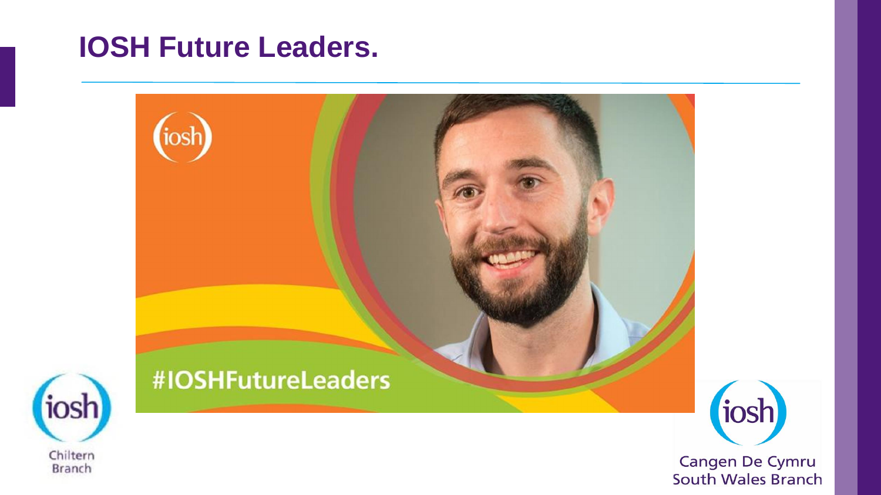# IOSH Future Leaders.

#IOSHFutureLeaders

Chiltern Branch

Cangen De Cymru
South Wales Branch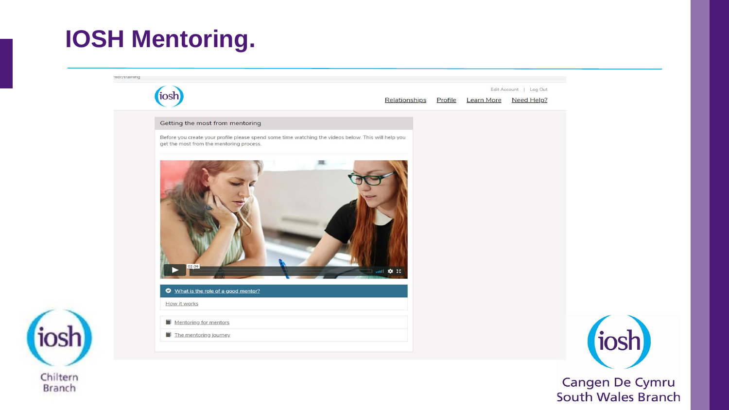# IOSH Mentoring.

Edit Account | Log Out

Relationships Profile Learn More Need Help?

## Getting the most from mentoring

Before you create your profile please spend some time watching the videos below. This will help you get the most from the mentoring process.

02:36

- What is the role of a good mentor?
- How it works
- Mentoring for mentors
- The mentoring journey

iosh Chiltern Branch

iosh Cangen De Cymru South Wales Branch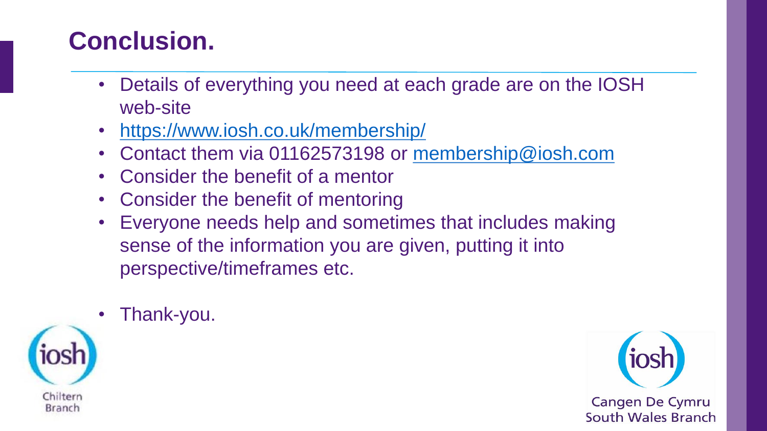# Conclusion.

- Details of everything you need at each grade are on the IOSH web-site
- https://www.iosh.co.uk/membership/
- Contact them via 01162573198 or membership@iosh.com
- Consider the benefit of a mentor
- Consider the benefit of mentoring
- Everyone needs help and sometimes that includes making sense of the information you are given, putting it into perspective/timeframes etc.

- Thank-you.

iosh Chiltern Branch

iosh Cangen De Cymru South Wales Branch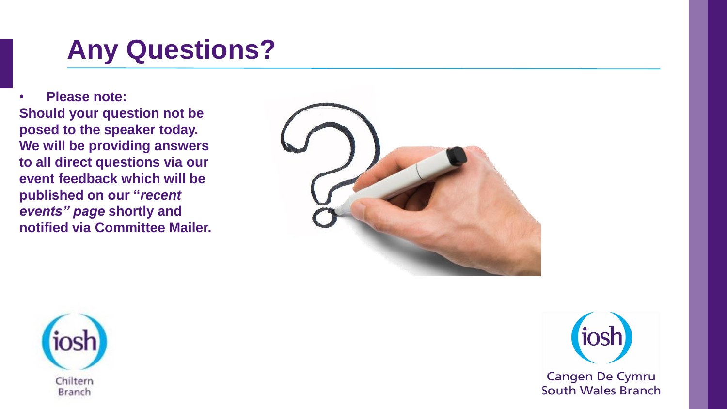# Any Questions?

- **Please note:**

**Should your question not be posed to the speaker today. We will be providing answers to all direct questions via our event feedback which will be published on our "*recent events" page* shortly and notified via Committee Mailer.**

iosh
Chiltern Branch

iosh
Cangen De Cymru
South Wales Branch